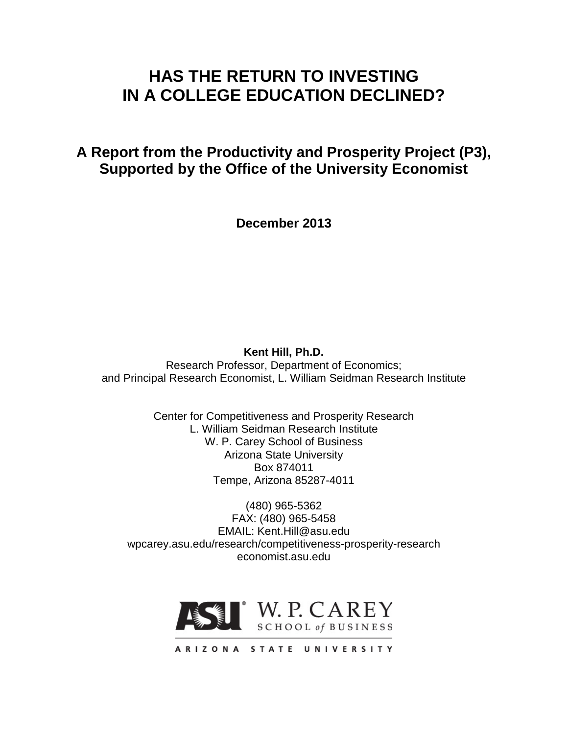# HAS THE RETURN TO INVESTING IN A COLLEGE EDUCATION DECLINED?

## A Report from the Productivity and Prosperity Project (P3), Supported by the Office of the University Economist

**December 2013**

**Kent Hill, Ph.D.**
Research Professor, Department of Economics;
and Principal Research Economist, L. William Seidman Research Institute

Center for Competitiveness and Prosperity Research
L. William Seidman Research Institute
W. P. Carey School of Business
Arizona State University
Box 874011
Tempe, Arizona 85287-4011

(480) 965-5362
FAX: (480) 965-5458
EMAIL: Kent.Hill@asu.edu
wpcarey.asu.edu/research/competitiveness-prosperity-research
economist.asu.edu

ASU W. P. CAREY SCHOOL of BUSINESS
ARIZONA STATE UNIVERSITY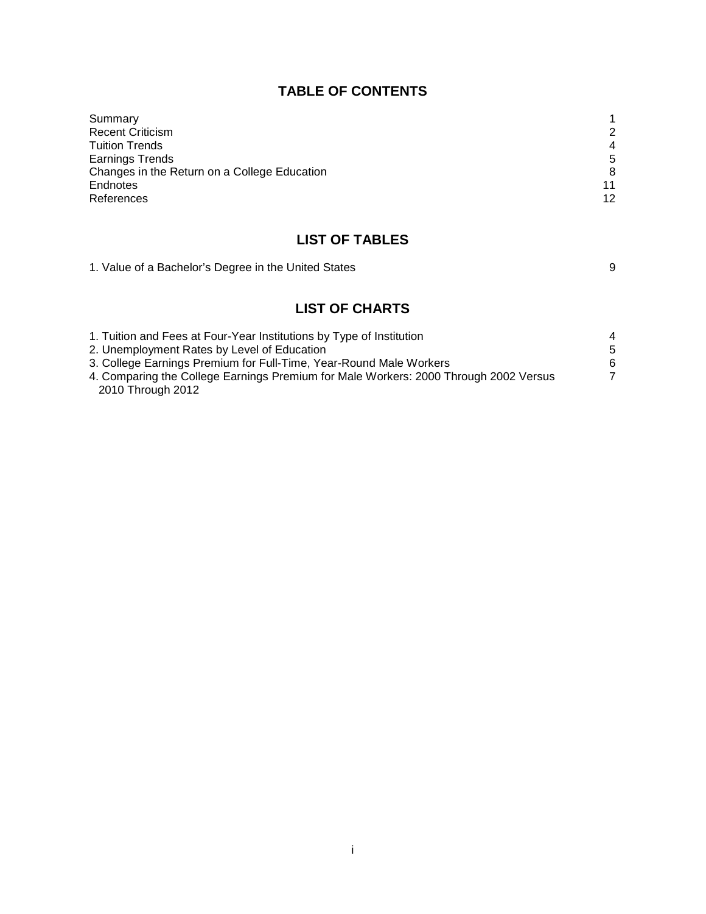## TABLE OF CONTENTS

| | |
|---|---|
| Summary | 1 |
| Recent Criticism | 2 |
| Tuition Trends | 4 |
| Earnings Trends | 5 |
| Changes in the Return on a College Education | 8 |
| Endnotes | 11 |
| References | 12 |

## LIST OF TABLES

| | |
|---|---|
| 1. Value of a Bachelor's Degree in the United States | 9 |

## LIST OF CHARTS

| | |
|---|---|
| 1. Tuition and Fees at Four-Year Institutions by Type of Institution | 4 |
| 2. Unemployment Rates by Level of Education | 5 |
| 3. College Earnings Premium for Full-Time, Year-Round Male Workers | 6 |
| 4. Comparing the College Earnings Premium for Male Workers: 2000 Through 2002 Versus 2010 Through 2012 | 7 |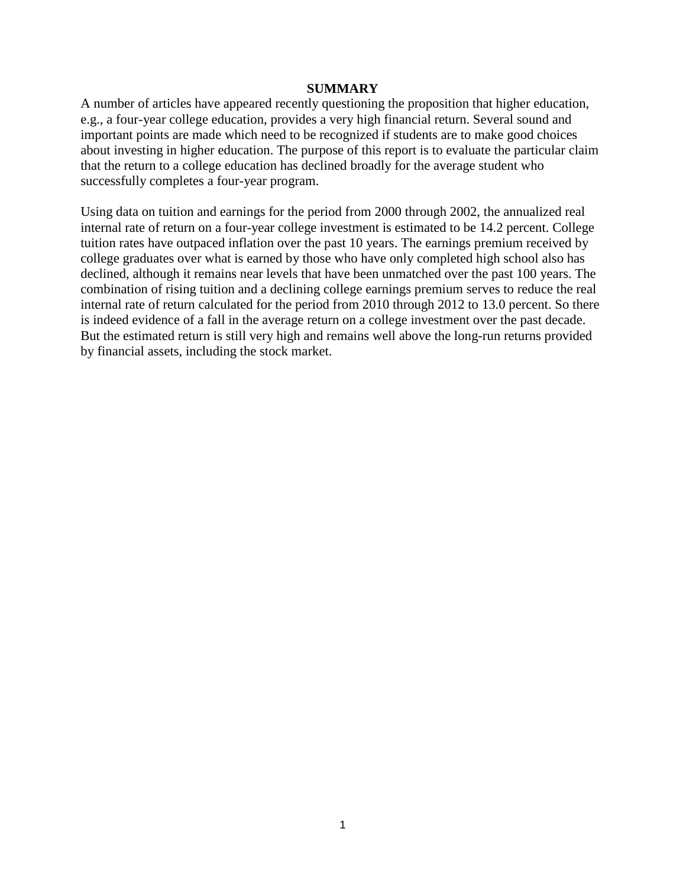# SUMMARY

A number of articles have appeared recently questioning the proposition that higher education, e.g., a four-year college education, provides a very high financial return. Several sound and important points are made which need to be recognized if students are to make good choices about investing in higher education. The purpose of this report is to evaluate the particular claim that the return to a college education has declined broadly for the average student who successfully completes a four-year program.

Using data on tuition and earnings for the period from 2000 through 2002, the annualized real internal rate of return on a four-year college investment is estimated to be 14.2 percent. College tuition rates have outpaced inflation over the past 10 years. The earnings premium received by college graduates over what is earned by those who have only completed high school also has declined, although it remains near levels that have been unmatched over the past 100 years. The combination of rising tuition and a declining college earnings premium serves to reduce the real internal rate of return calculated for the period from 2010 through 2012 to 13.0 percent. So there is indeed evidence of a fall in the average return on a college investment over the past decade. But the estimated return is still very high and remains well above the long-run returns provided by financial assets, including the stock market.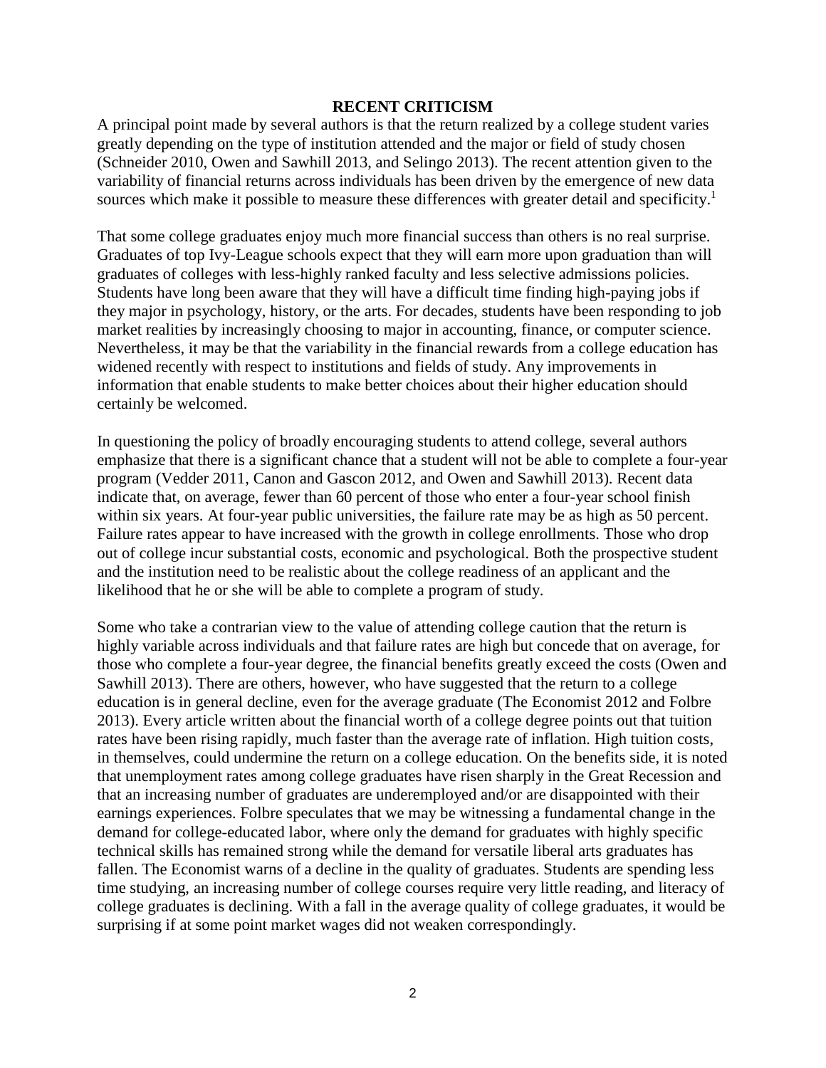## RECENT CRITICISM

A principal point made by several authors is that the return realized by a college student varies greatly depending on the type of institution attended and the major or field of study chosen (Schneider 2010, Owen and Sawhill 2013, and Selingo 2013). The recent attention given to the variability of financial returns across individuals has been driven by the emergence of new data sources which make it possible to measure these differences with greater detail and specificity.[1]

That some college graduates enjoy much more financial success than others is no real surprise. Graduates of top Ivy-League schools expect that they will earn more upon graduation than will graduates of colleges with less-highly ranked faculty and less selective admissions policies. Students have long been aware that they will have a difficult time finding high-paying jobs if they major in psychology, history, or the arts. For decades, students have been responding to job market realities by increasingly choosing to major in accounting, finance, or computer science. Nevertheless, it may be that the variability in the financial rewards from a college education has widened recently with respect to institutions and fields of study. Any improvements in information that enable students to make better choices about their higher education should certainly be welcomed.

In questioning the policy of broadly encouraging students to attend college, several authors emphasize that there is a significant chance that a student will not be able to complete a four-year program (Vedder 2011, Canon and Gascon 2012, and Owen and Sawhill 2013). Recent data indicate that, on average, fewer than 60 percent of those who enter a four-year school finish within six years. At four-year public universities, the failure rate may be as high as 50 percent. Failure rates appear to have increased with the growth in college enrollments. Those who drop out of college incur substantial costs, economic and psychological. Both the prospective student and the institution need to be realistic about the college readiness of an applicant and the likelihood that he or she will be able to complete a program of study.

Some who take a contrarian view to the value of attending college caution that the return is highly variable across individuals and that failure rates are high but concede that on average, for those who complete a four-year degree, the financial benefits greatly exceed the costs (Owen and Sawhill 2013). There are others, however, who have suggested that the return to a college education is in general decline, even for the average graduate (The Economist 2012 and Folbre 2013). Every article written about the financial worth of a college degree points out that tuition rates have been rising rapidly, much faster than the average rate of inflation. High tuition costs, in themselves, could undermine the return on a college education. On the benefits side, it is noted that unemployment rates among college graduates have risen sharply in the Great Recession and that an increasing number of graduates are underemployed and/or are disappointed with their earnings experiences. Folbre speculates that we may be witnessing a fundamental change in the demand for college-educated labor, where only the demand for graduates with highly specific technical skills has remained strong while the demand for versatile liberal arts graduates has fallen. The Economist warns of a decline in the quality of graduates. Students are spending less time studying, an increasing number of college courses require very little reading, and literacy of college graduates is declining. With a fall in the average quality of college graduates, it would be surprising if at some point market wages did not weaken correspondingly.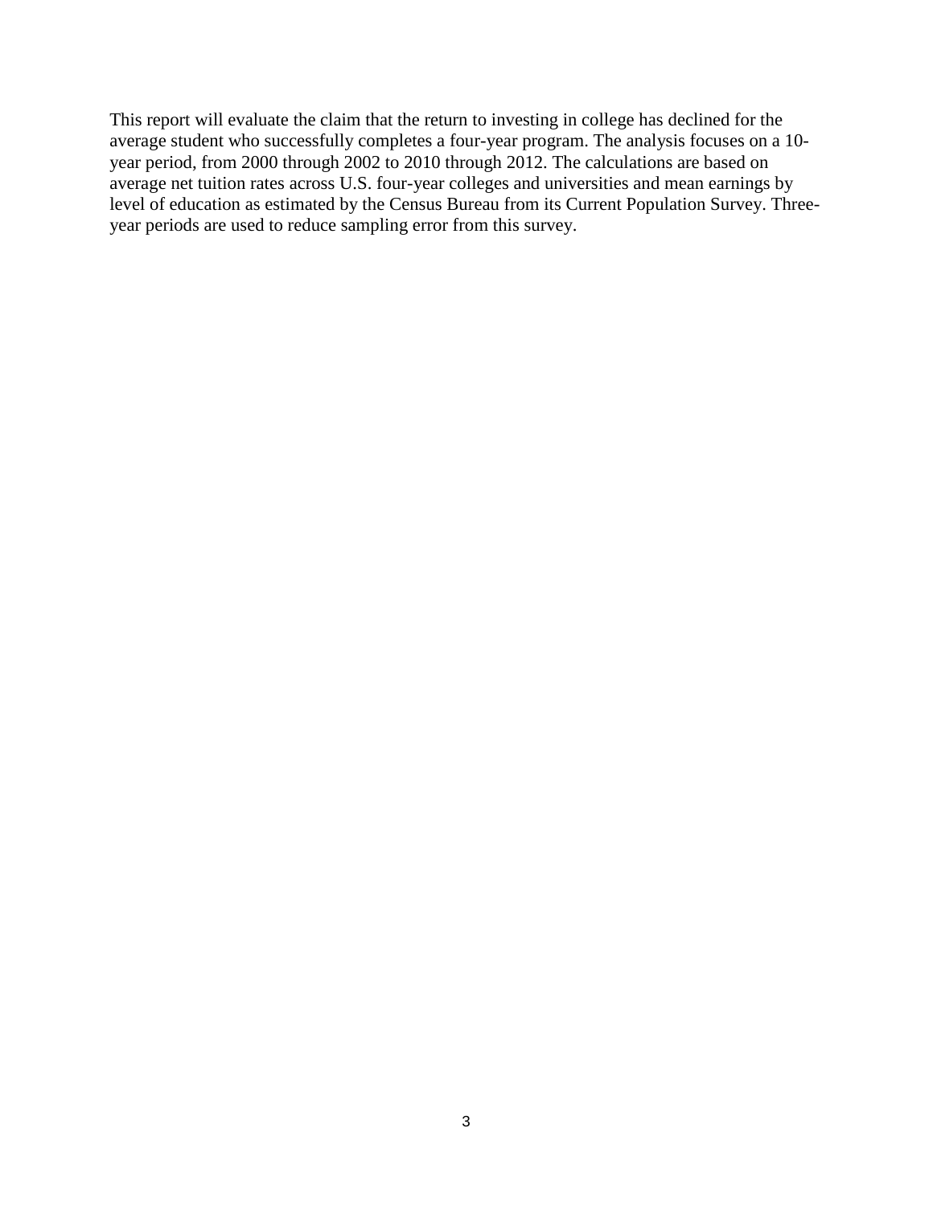This report will evaluate the claim that the return to investing in college has declined for the average student who successfully completes a four-year program. The analysis focuses on a 10-year period, from 2000 through 2002 to 2010 through 2012. The calculations are based on average net tuition rates across U.S. four-year colleges and universities and mean earnings by level of education as estimated by the Census Bureau from its Current Population Survey. Three-year periods are used to reduce sampling error from this survey.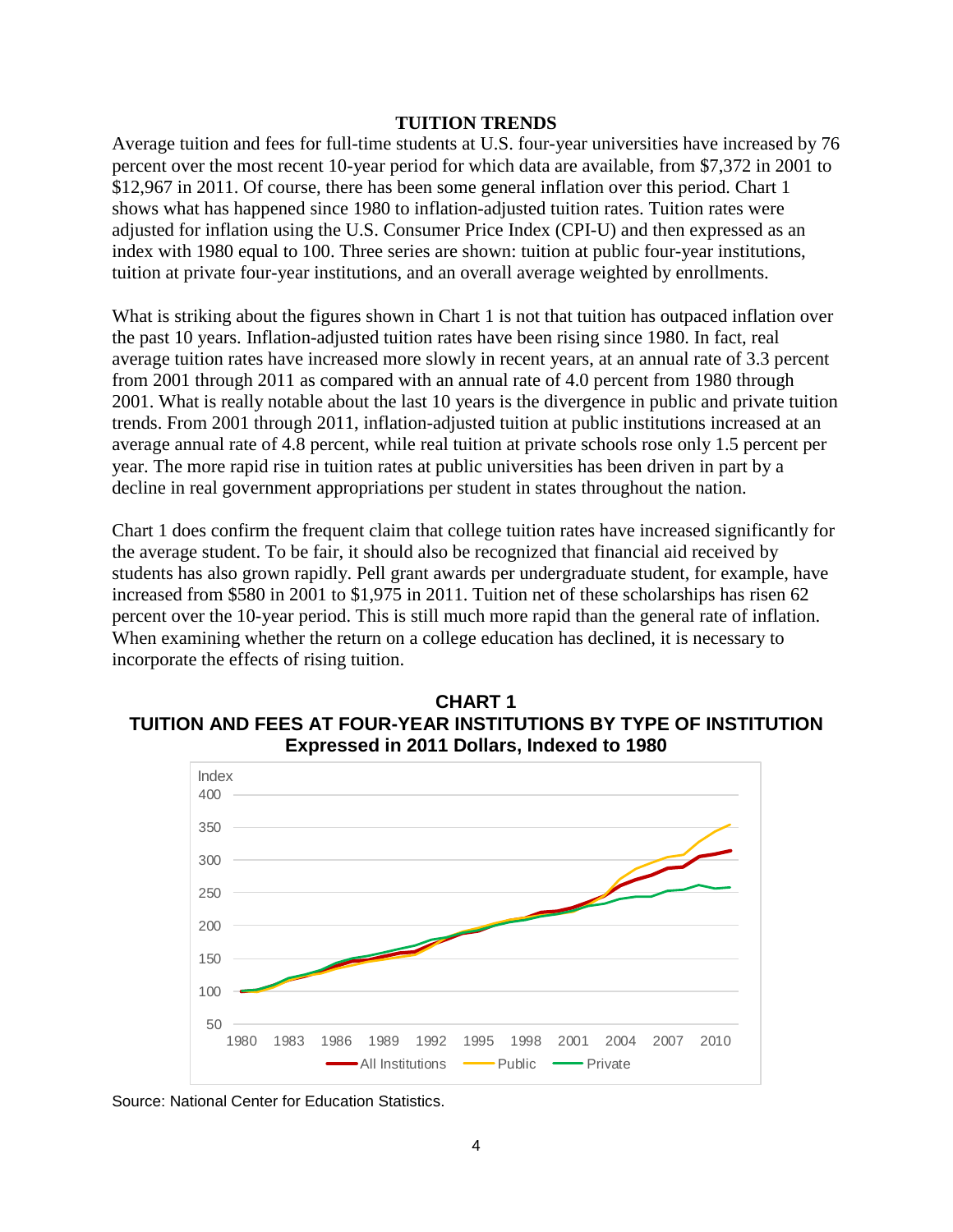## TUITION TRENDS

Average tuition and fees for full-time students at U.S. four-year universities have increased by 76 percent over the most recent 10-year period for which data are available, from $7,372 in 2001 to $12,967 in 2011. Of course, there has been some general inflation over this period. Chart 1 shows what has happened since 1980 to inflation-adjusted tuition rates. Tuition rates were adjusted for inflation using the U.S. Consumer Price Index (CPI-U) and then expressed as an index with 1980 equal to 100. Three series are shown: tuition at public four-year institutions, tuition at private four-year institutions, and an overall average weighted by enrollments.

What is striking about the figures shown in Chart 1 is not that tuition has outpaced inflation over the past 10 years. Inflation-adjusted tuition rates have been rising since 1980. In fact, real average tuition rates have increased more slowly in recent years, at an annual rate of 3.3 percent from 2001 through 2011 as compared with an annual rate of 4.0 percent from 1980 through 2001. What is really notable about the last 10 years is the divergence in public and private tuition trends. From 2001 through 2011, inflation-adjusted tuition at public institutions increased at an average annual rate of 4.8 percent, while real tuition at private schools rose only 1.5 percent per year. The more rapid rise in tuition rates at public universities has been driven in part by a decline in real government appropriations per student in states throughout the nation.

Chart 1 does confirm the frequent claim that college tuition rates have increased significantly for the average student. To be fair, it should also be recognized that financial aid received by students has also grown rapidly. Pell grant awards per undergraduate student, for example, have increased from $580 in 2001 to $1,975 in 2011. Tuition net of these scholarships has risen 62 percent over the 10-year period. This is still much more rapid than the general rate of inflation. When examining whether the return on a college education has declined, it is necessary to incorporate the effects of rising tuition.

**CHART 1**
**TUITION AND FEES AT FOUR-YEAR INSTITUTIONS BY TYPE OF INSTITUTION**
**Expressed in 2011 Dollars, Indexed to 1980**

Source: National Center for Education Statistics.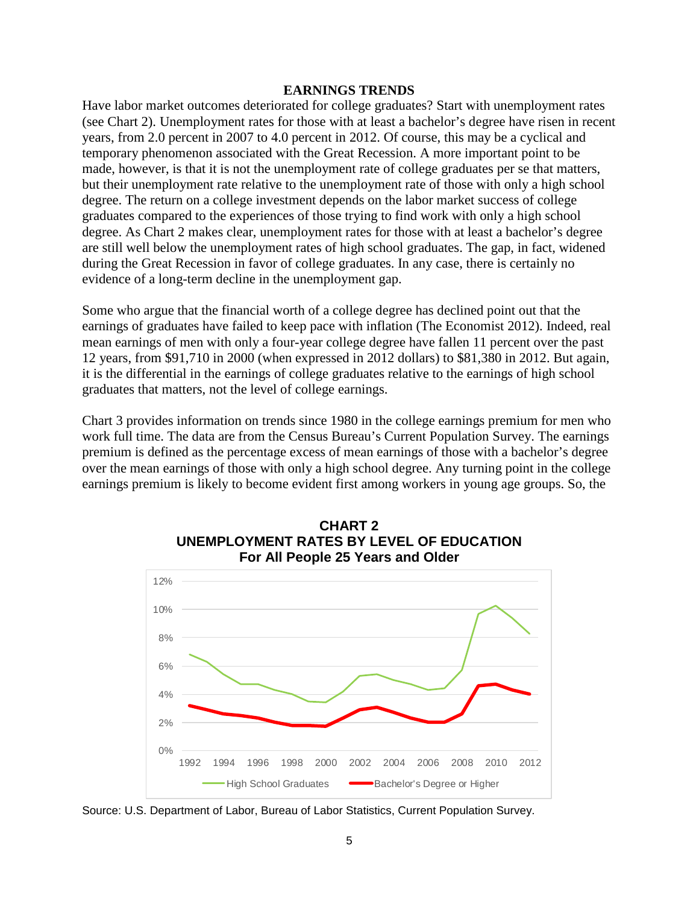## EARNINGS TRENDS

Have labor market outcomes deteriorated for college graduates? Start with unemployment rates (see Chart 2). Unemployment rates for those with at least a bachelor's degree have risen in recent years, from 2.0 percent in 2007 to 4.0 percent in 2012. Of course, this may be a cyclical and temporary phenomenon associated with the Great Recession. A more important point to be made, however, is that it is not the unemployment rate of college graduates per se that matters, but their unemployment rate relative to the unemployment rate of those with only a high school degree. The return on a college investment depends on the labor market success of college graduates compared to the experiences of those trying to find work with only a high school degree. As Chart 2 makes clear, unemployment rates for those with at least a bachelor's degree are still well below the unemployment rates of high school graduates. The gap, in fact, widened during the Great Recession in favor of college graduates. In any case, there is certainly no evidence of a long-term decline in the unemployment gap.

Some who argue that the financial worth of a college degree has declined point out that the earnings of graduates have failed to keep pace with inflation (The Economist 2012). Indeed, real mean earnings of men with only a four-year college degree have fallen 11 percent over the past 12 years, from $91,710 in 2000 (when expressed in 2012 dollars) to $81,380 in 2012. But again, it is the differential in the earnings of college graduates relative to the earnings of high school graduates that matters, not the level of college earnings.

Chart 3 provides information on trends since 1980 in the college earnings premium for men who work full time. The data are from the Census Bureau's Current Population Survey. The earnings premium is defined as the percentage excess of mean earnings of those with a bachelor's degree over the mean earnings of those with only a high school degree. Any turning point in the college earnings premium is likely to become evident first among workers in young age groups. So, the

**CHART 2**
**UNEMPLOYMENT RATES BY LEVEL OF EDUCATION**
**For All People 25 Years and Older**

Source: U.S. Department of Labor, Bureau of Labor Statistics, Current Population Survey.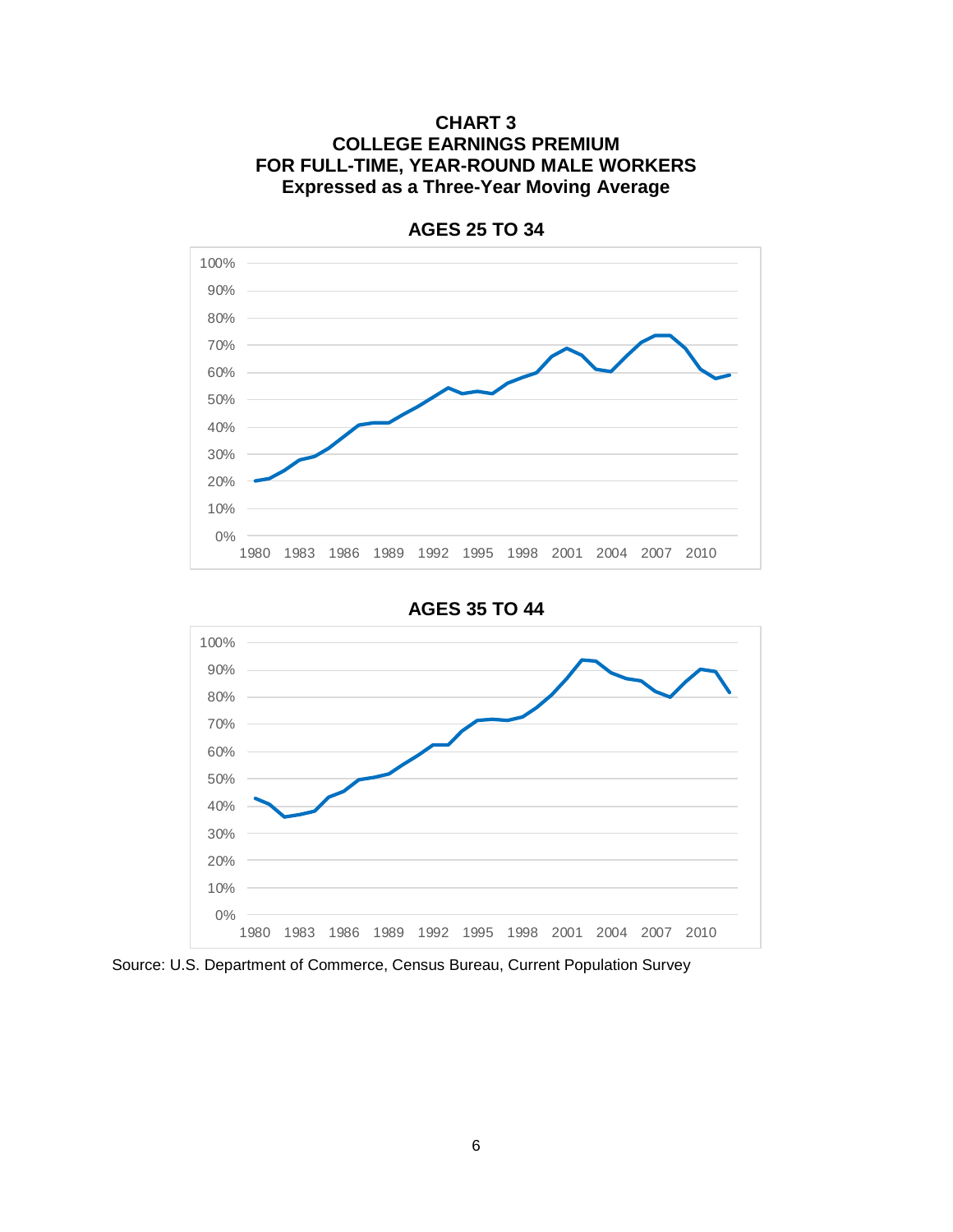**CHART 3**
**COLLEGE EARNINGS PREMIUM**
**FOR FULL-TIME, YEAR-ROUND MALE WORKERS**
**Expressed as a Three-Year Moving Average**

**AGES 25 TO 34**

**AGES 35 TO 44**

Source: U.S. Department of Commerce, Census Bureau, Current Population Survey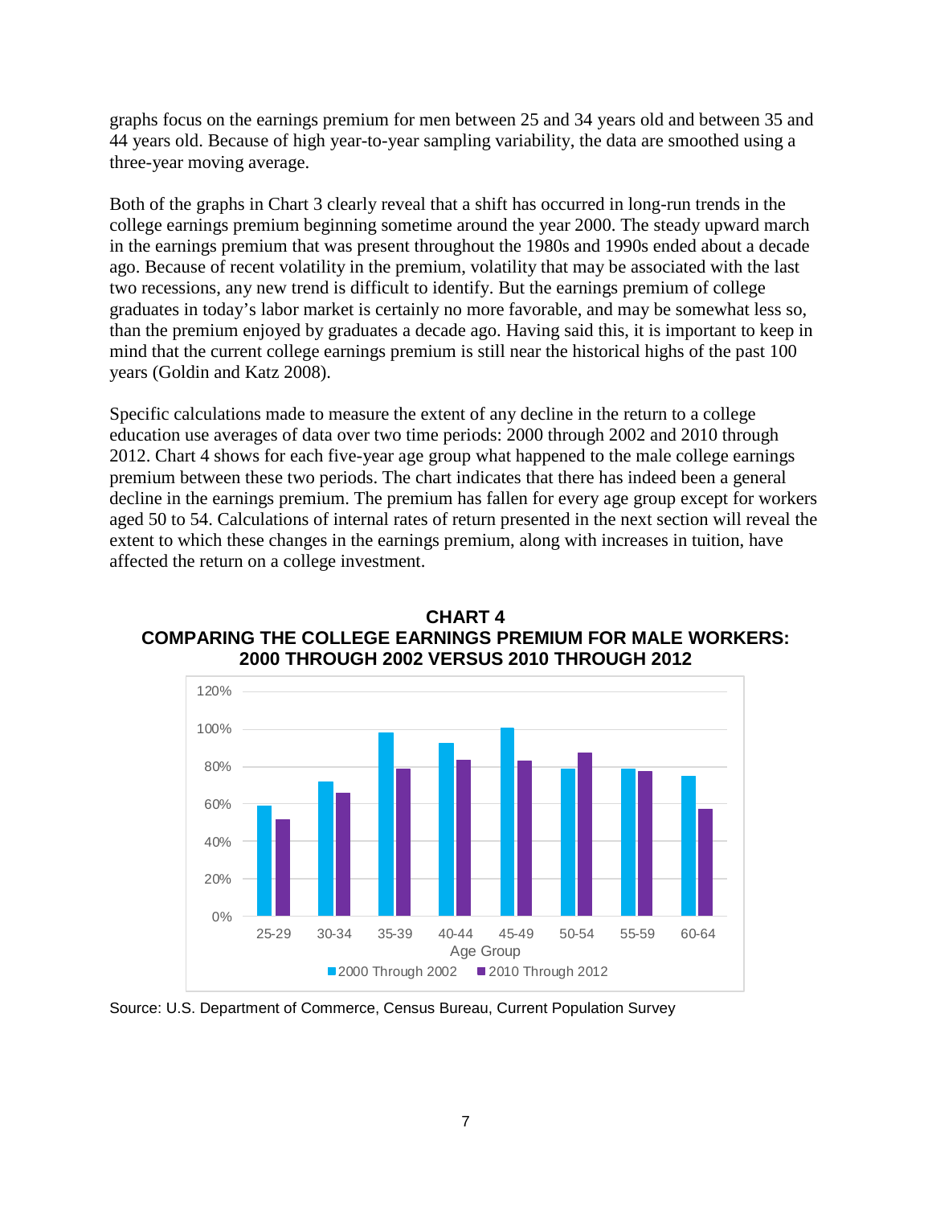graphs focus on the earnings premium for men between 25 and 34 years old and between 35 and 44 years old. Because of high year-to-year sampling variability, the data are smoothed using a three-year moving average.

Both of the graphs in Chart 3 clearly reveal that a shift has occurred in long-run trends in the college earnings premium beginning sometime around the year 2000. The steady upward march in the earnings premium that was present throughout the 1980s and 1990s ended about a decade ago. Because of recent volatility in the premium, volatility that may be associated with the last two recessions, any new trend is difficult to identify. But the earnings premium of college graduates in today's labor market is certainly no more favorable, and may be somewhat less so, than the premium enjoyed by graduates a decade ago. Having said this, it is important to keep in mind that the current college earnings premium is still near the historical highs of the past 100 years (Goldin and Katz 2008).

Specific calculations made to measure the extent of any decline in the return to a college education use averages of data over two time periods: 2000 through 2002 and 2010 through 2012. Chart 4 shows for each five-year age group what happened to the male college earnings premium between these two periods. The chart indicates that there has indeed been a general decline in the earnings premium. The premium has fallen for every age group except for workers aged 50 to 54. Calculations of internal rates of return presented in the next section will reveal the extent to which these changes in the earnings premium, along with increases in tuition, have affected the return on a college investment.

**CHART 4**
**COMPARING THE COLLEGE EARNINGS PREMIUM FOR MALE WORKERS: 2000 THROUGH 2002 VERSUS 2010 THROUGH 2012**

Source: U.S. Department of Commerce, Census Bureau, Current Population Survey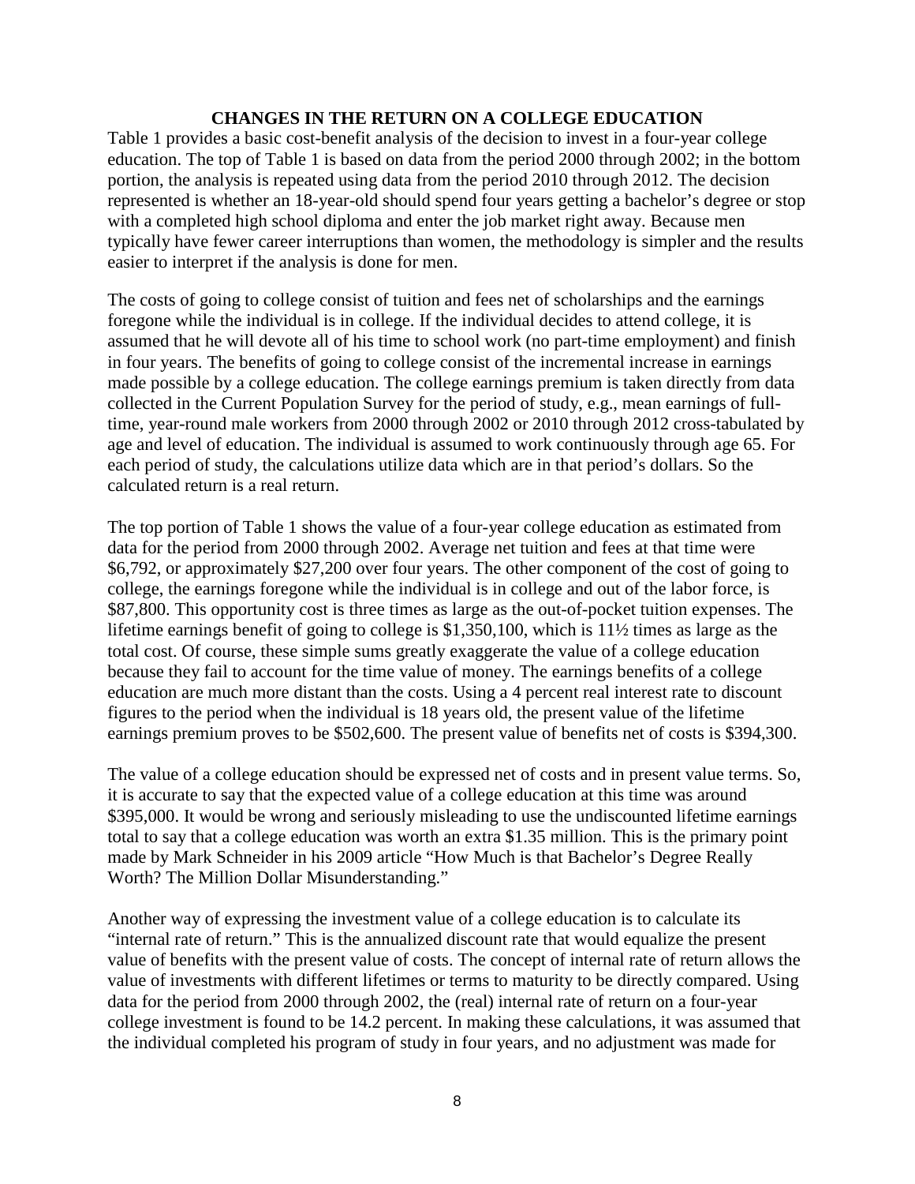## CHANGES IN THE RETURN ON A COLLEGE EDUCATION

Table 1 provides a basic cost-benefit analysis of the decision to invest in a four-year college education. The top of Table 1 is based on data from the period 2000 through 2002; in the bottom portion, the analysis is repeated using data from the period 2010 through 2012. The decision represented is whether an 18-year-old should spend four years getting a bachelor's degree or stop with a completed high school diploma and enter the job market right away. Because men typically have fewer career interruptions than women, the methodology is simpler and the results easier to interpret if the analysis is done for men.

The costs of going to college consist of tuition and fees net of scholarships and the earnings foregone while the individual is in college. If the individual decides to attend college, it is assumed that he will devote all of his time to school work (no part-time employment) and finish in four years. The benefits of going to college consist of the incremental increase in earnings made possible by a college education. The college earnings premium is taken directly from data collected in the Current Population Survey for the period of study, e.g., mean earnings of full-time, year-round male workers from 2000 through 2002 or 2010 through 2012 cross-tabulated by age and level of education. The individual is assumed to work continuously through age 65. For each period of study, the calculations utilize data which are in that period's dollars. So the calculated return is a real return.

The top portion of Table 1 shows the value of a four-year college education as estimated from data for the period from 2000 through 2002. Average net tuition and fees at that time were \$6,792, or approximately \$27,200 over four years. The other component of the cost of going to college, the earnings foregone while the individual is in college and out of the labor force, is \$87,800. This opportunity cost is three times as large as the out-of-pocket tuition expenses. The lifetime earnings benefit of going to college is \$1,350,100, which is 11½ times as large as the total cost. Of course, these simple sums greatly exaggerate the value of a college education because they fail to account for the time value of money. The earnings benefits of a college education are much more distant than the costs. Using a 4 percent real interest rate to discount figures to the period when the individual is 18 years old, the present value of the lifetime earnings premium proves to be \$502,600. The present value of benefits net of costs is \$394,300.

The value of a college education should be expressed net of costs and in present value terms. So, it is accurate to say that the expected value of a college education at this time was around \$395,000. It would be wrong and seriously misleading to use the undiscounted lifetime earnings total to say that a college education was worth an extra \$1.35 million. This is the primary point made by Mark Schneider in his 2009 article "How Much is that Bachelor's Degree Really Worth? The Million Dollar Misunderstanding."

Another way of expressing the investment value of a college education is to calculate its "internal rate of return." This is the annualized discount rate that would equalize the present value of benefits with the present value of costs. The concept of internal rate of return allows the value of investments with different lifetimes or terms to maturity to be directly compared. Using data for the period from 2000 through 2002, the (real) internal rate of return on a four-year college investment is found to be 14.2 percent. In making these calculations, it was assumed that the individual completed his program of study in four years, and no adjustment was made for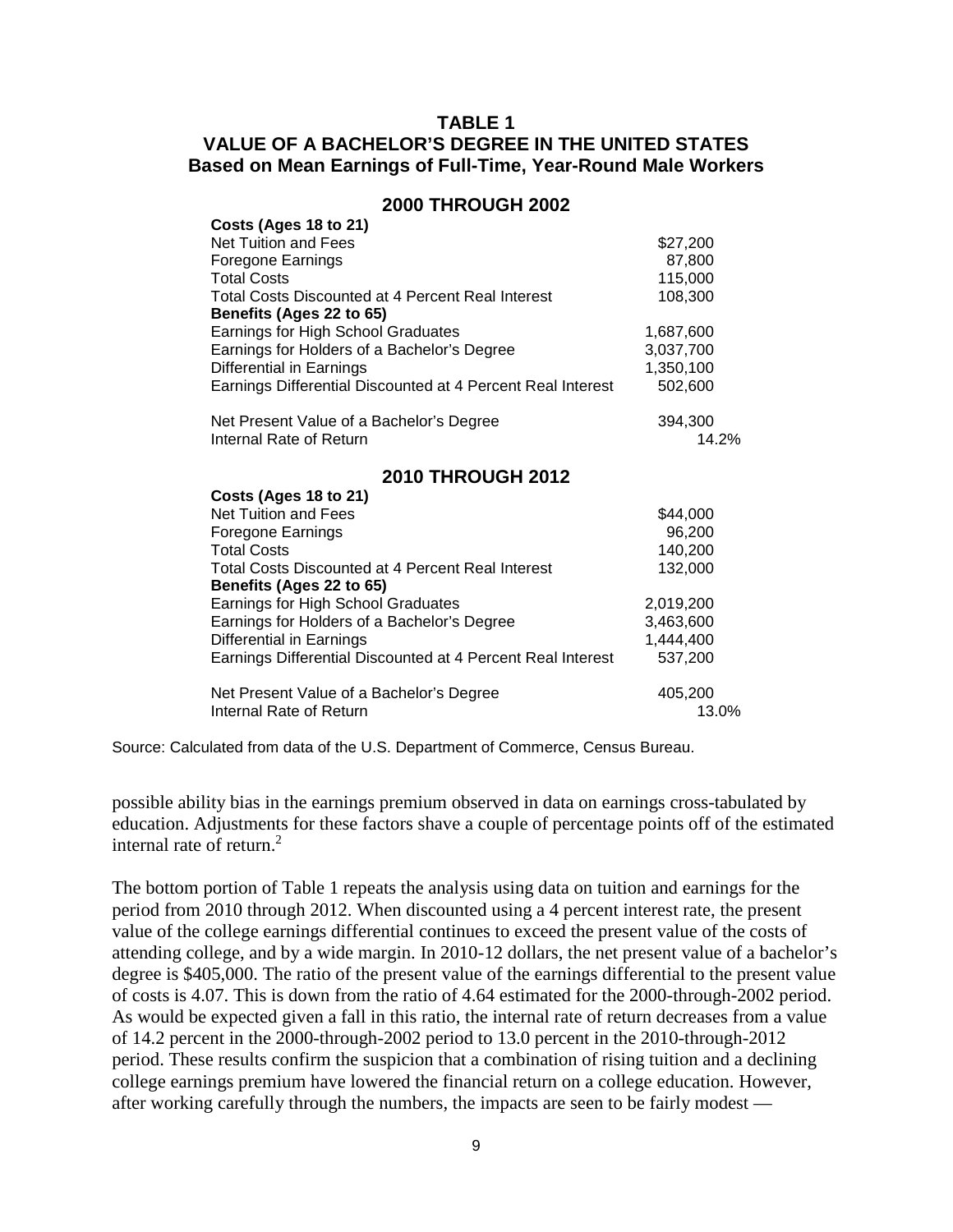**TABLE 1**
**VALUE OF A BACHELOR'S DEGREE IN THE UNITED STATES**
**Based on Mean Earnings of Full-Time, Year-Round Male Workers**

| 2000 THROUGH 2002 | |
|---|---|
| **Costs (Ages 18 to 21)** | |
| Net Tuition and Fees | $27,200 |
| Foregone Earnings | 87,800 |
| Total Costs | 115,000 |
| Total Costs Discounted at 4 Percent Real Interest | 108,300 |
| **Benefits (Ages 22 to 65)** | |
| Earnings for High School Graduates | 1,687,600 |
| Earnings for Holders of a Bachelor's Degree | 3,037,700 |
| Differential in Earnings | 1,350,100 |
| Earnings Differential Discounted at 4 Percent Real Interest | 502,600 |
| Net Present Value of a Bachelor's Degree | 394,300 |
| Internal Rate of Return | 14.2% |

| 2010 THROUGH 2012 | |
|---|---|
| **Costs (Ages 18 to 21)** | |
| Net Tuition and Fees | $44,000 |
| Foregone Earnings | 96,200 |
| Total Costs | 140,200 |
| Total Costs Discounted at 4 Percent Real Interest | 132,000 |
| **Benefits (Ages 22 to 65)** | |
| Earnings for High School Graduates | 2,019,200 |
| Earnings for Holders of a Bachelor's Degree | 3,463,600 |
| Differential in Earnings | 1,444,400 |
| Earnings Differential Discounted at 4 Percent Real Interest | 537,200 |
| Net Present Value of a Bachelor's Degree | 405,200 |
| Internal Rate of Return | 13.0% |

Source: Calculated from data of the U.S. Department of Commerce, Census Bureau.

possible ability bias in the earnings premium observed in data on earnings cross-tabulated by education. Adjustments for these factors shave a couple of percentage points off of the estimated internal rate of return.[2]

The bottom portion of Table 1 repeats the analysis using data on tuition and earnings for the period from 2010 through 2012. When discounted using a 4 percent interest rate, the present value of the college earnings differential continues to exceed the present value of the costs of attending college, and by a wide margin. In 2010-12 dollars, the net present value of a bachelor's degree is $405,000. The ratio of the present value of the earnings differential to the present value of costs is 4.07. This is down from the ratio of 4.64 estimated for the 2000-through-2002 period. As would be expected given a fall in this ratio, the internal rate of return decreases from a value of 14.2 percent in the 2000-through-2002 period to 13.0 percent in the 2010-through-2012 period. These results confirm the suspicion that a combination of rising tuition and a declining college earnings premium have lowered the financial return on a college education. However, after working carefully through the numbers, the impacts are seen to be fairly modest —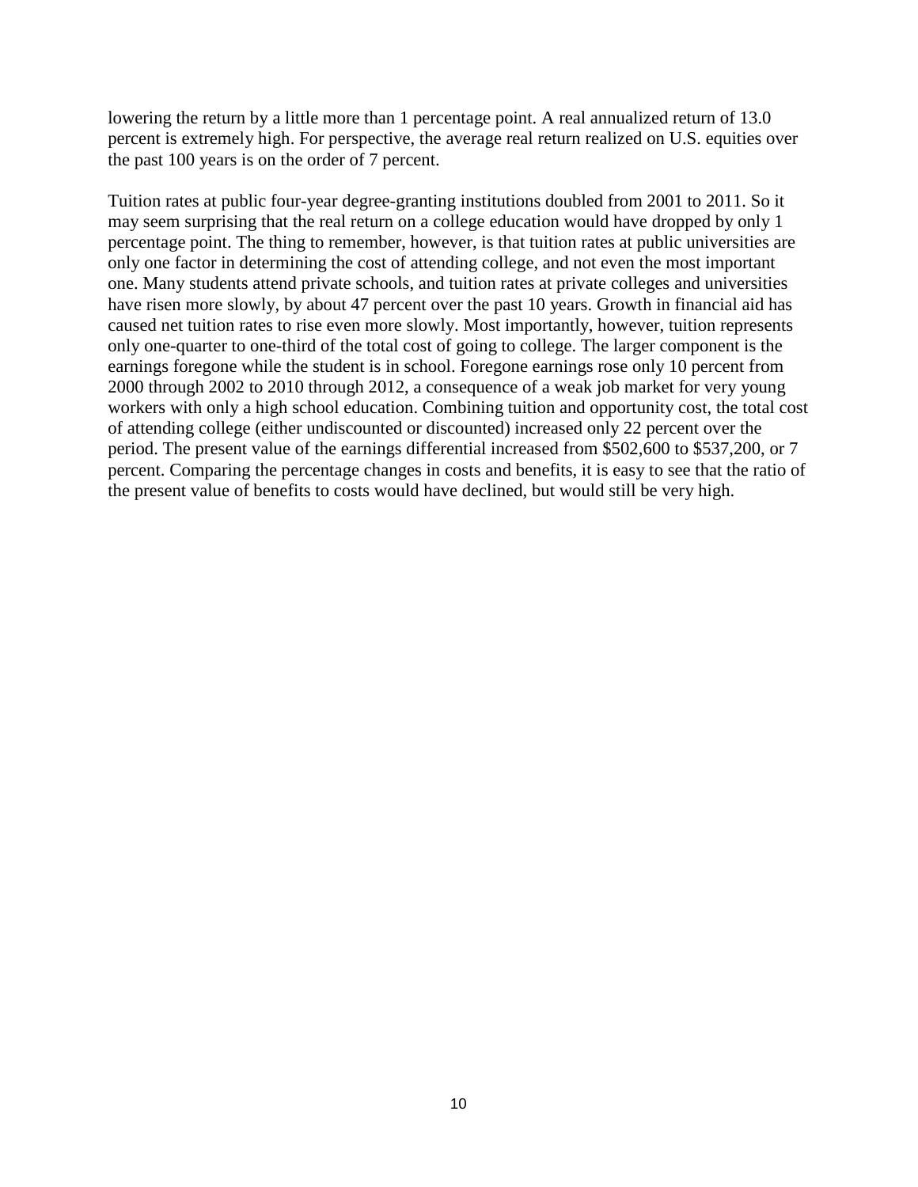lowering the return by a little more than 1 percentage point. A real annualized return of 13.0 percent is extremely high. For perspective, the average real return realized on U.S. equities over the past 100 years is on the order of 7 percent.

Tuition rates at public four-year degree-granting institutions doubled from 2001 to 2011. So it may seem surprising that the real return on a college education would have dropped by only 1 percentage point. The thing to remember, however, is that tuition rates at public universities are only one factor in determining the cost of attending college, and not even the most important one. Many students attend private schools, and tuition rates at private colleges and universities have risen more slowly, by about 47 percent over the past 10 years. Growth in financial aid has caused net tuition rates to rise even more slowly. Most importantly, however, tuition represents only one-quarter to one-third of the total cost of going to college. The larger component is the earnings foregone while the student is in school. Foregone earnings rose only 10 percent from 2000 through 2002 to 2010 through 2012, a consequence of a weak job market for very young workers with only a high school education. Combining tuition and opportunity cost, the total cost of attending college (either undiscounted or discounted) increased only 22 percent over the period. The present value of the earnings differential increased from $502,600 to $537,200, or 7 percent. Comparing the percentage changes in costs and benefits, it is easy to see that the ratio of the present value of benefits to costs would have declined, but would still be very high.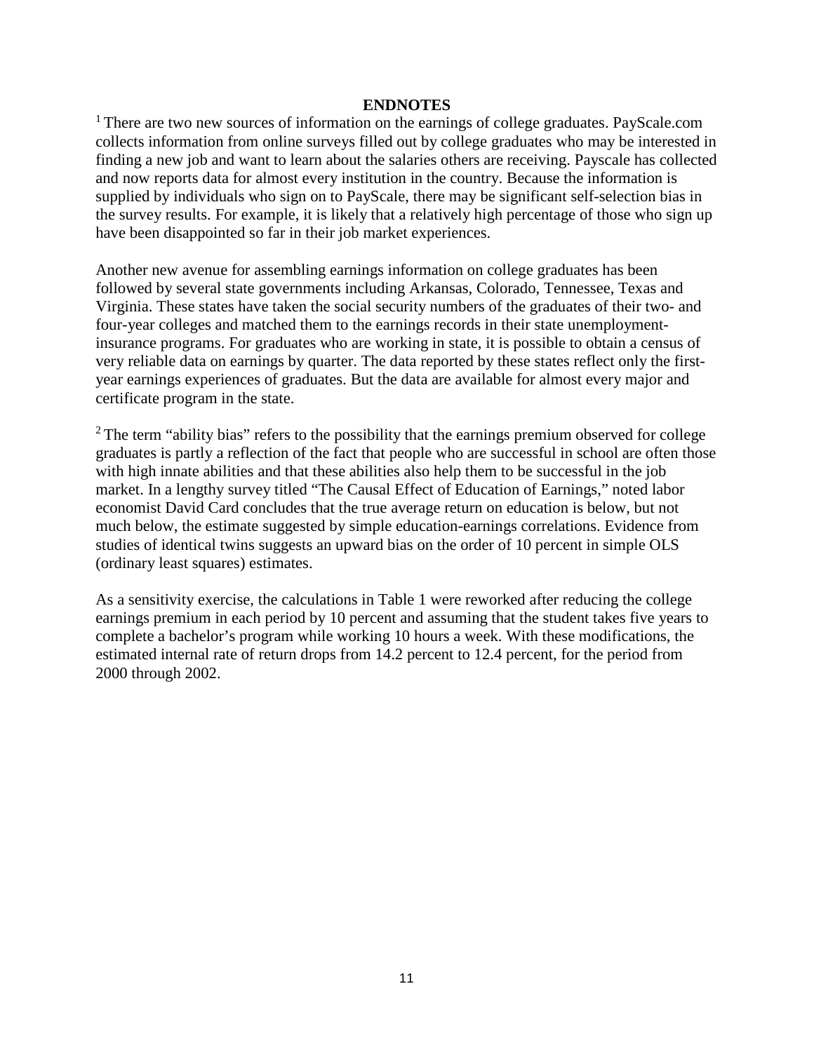**ENDNOTES**

[1] There are two new sources of information on the earnings of college graduates. PayScale.com collects information from online surveys filled out by college graduates who may be interested in finding a new job and want to learn about the salaries others are receiving. Payscale has collected and now reports data for almost every institution in the country. Because the information is supplied by individuals who sign on to PayScale, there may be significant self-selection bias in the survey results. For example, it is likely that a relatively high percentage of those who sign up have been disappointed so far in their job market experiences.

Another new avenue for assembling earnings information on college graduates has been followed by several state governments including Arkansas, Colorado, Tennessee, Texas and Virginia. These states have taken the social security numbers of the graduates of their two- and four-year colleges and matched them to the earnings records in their state unemployment-insurance programs. For graduates who are working in state, it is possible to obtain a census of very reliable data on earnings by quarter. The data reported by these states reflect only the first-year earnings experiences of graduates. But the data are available for almost every major and certificate program in the state.

[2] The term "ability bias" refers to the possibility that the earnings premium observed for college graduates is partly a reflection of the fact that people who are successful in school are often those with high innate abilities and that these abilities also help them to be successful in the job market. In a lengthy survey titled "The Causal Effect of Education of Earnings," noted labor economist David Card concludes that the true average return on education is below, but not much below, the estimate suggested by simple education-earnings correlations. Evidence from studies of identical twins suggests an upward bias on the order of 10 percent in simple OLS (ordinary least squares) estimates.

As a sensitivity exercise, the calculations in Table 1 were reworked after reducing the college earnings premium in each period by 10 percent and assuming that the student takes five years to complete a bachelor's program while working 10 hours a week. With these modifications, the estimated internal rate of return drops from 14.2 percent to 12.4 percent, for the period from 2000 through 2002.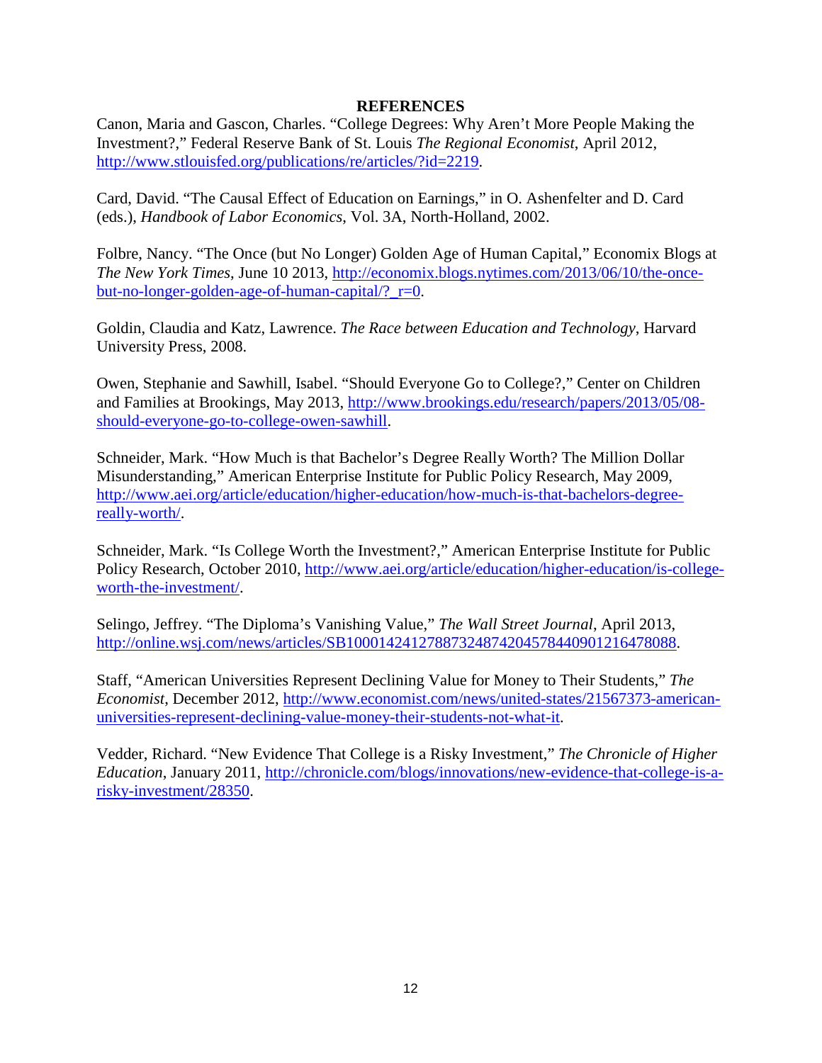## REFERENCES

Canon, Maria and Gascon, Charles. "College Degrees: Why Aren't More People Making the Investment?," Federal Reserve Bank of St. Louis *The Regional Economist*, April 2012, http://www.stlouisfed.org/publications/re/articles/?id=2219.

Card, David. "The Causal Effect of Education on Earnings," in O. Ashenfelter and D. Card (eds.), *Handbook of Labor Economics*, Vol. 3A, North-Holland, 2002.

Folbre, Nancy. "The Once (but No Longer) Golden Age of Human Capital," Economix Blogs at *The New York Times*, June 10 2013, http://economix.blogs.nytimes.com/2013/06/10/the-once-but-no-longer-golden-age-of-human-capital/?_r=0.

Goldin, Claudia and Katz, Lawrence. *The Race between Education and Technology*, Harvard University Press, 2008.

Owen, Stephanie and Sawhill, Isabel. "Should Everyone Go to College?," Center on Children and Families at Brookings, May 2013, http://www.brookings.edu/research/papers/2013/05/08-should-everyone-go-to-college-owen-sawhill.

Schneider, Mark. "How Much is that Bachelor's Degree Really Worth? The Million Dollar Misunderstanding," American Enterprise Institute for Public Policy Research, May 2009, http://www.aei.org/article/education/higher-education/how-much-is-that-bachelors-degree-really-worth/.

Schneider, Mark. "Is College Worth the Investment?," American Enterprise Institute for Public Policy Research, October 2010, http://www.aei.org/article/education/higher-education/is-college-worth-the-investment/.

Selingo, Jeffrey. "The Diploma's Vanishing Value," *The Wall Street Journal*, April 2013, http://online.wsj.com/news/articles/SB10001424127887324874204578440901216478088.

Staff, "American Universities Represent Declining Value for Money to Their Students," *The Economist*, December 2012, http://www.economist.com/news/united-states/21567373-american-universities-represent-declining-value-money-their-students-not-what-it.

Vedder, Richard. "New Evidence That College is a Risky Investment," *The Chronicle of Higher Education*, January 2011, http://chronicle.com/blogs/innovations/new-evidence-that-college-is-a-risky-investment/28350.